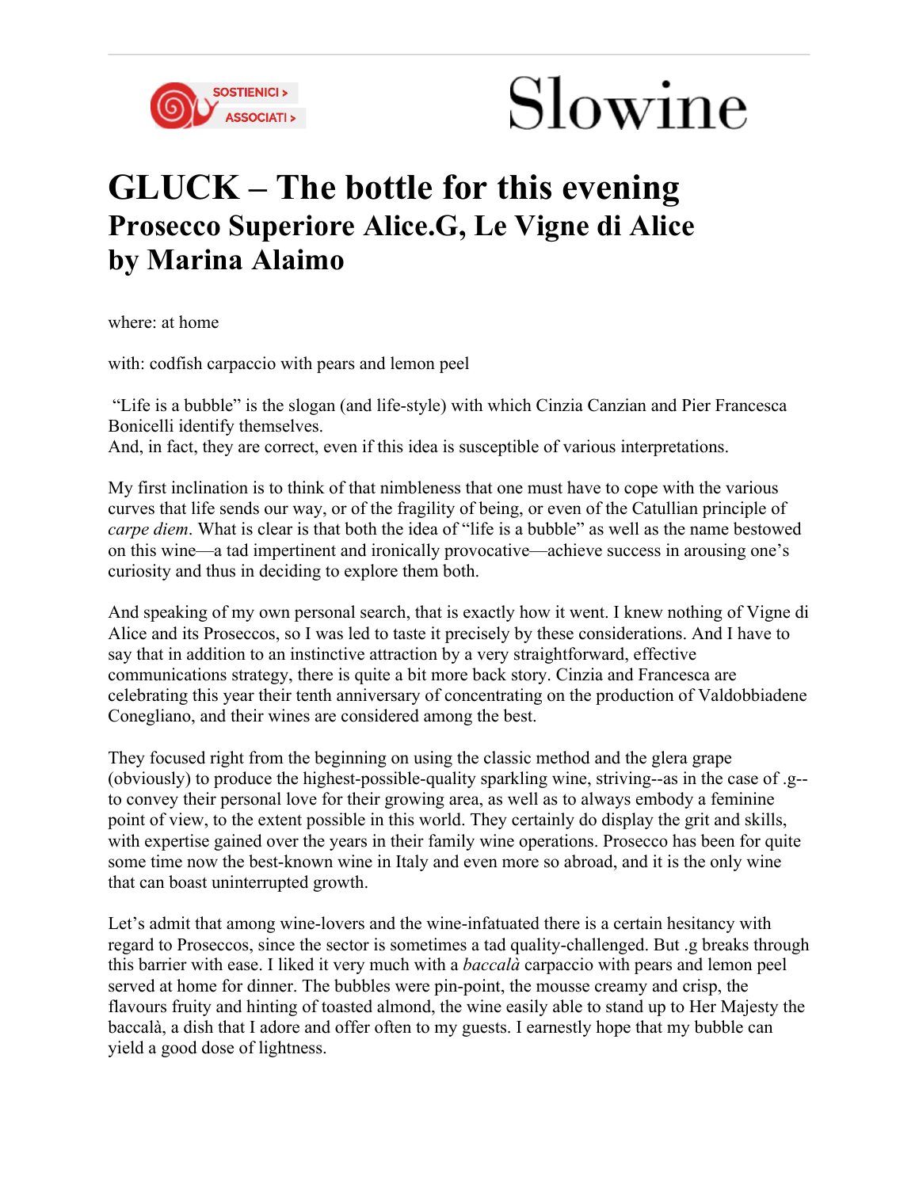SOSTIENICI >

ASSOCIATI >

Slowine

# GLUCK – The bottle for this evening

## Prosecco Superiore Alice.G, Le Vigne di Alice

## by Marina Alaimo

where: at home

with: codfish carpaccio with pears and lemon peel

"Life is a bubble" is the slogan (and life-style) with which Cinzia Canzian and Pier Francesca Bonicelli identify themselves.
And, in fact, they are correct, even if this idea is susceptible of various interpretations.

My first inclination is to think of that nimbleness that one must have to cope with the various curves that life sends our way, or of the fragility of being, or even of the Catullian principle of *carpe diem*. What is clear is that both the idea of "life is a bubble" as well as the name bestowed on this wine—a tad impertinent and ironically provocative—achieve success in arousing one's curiosity and thus in deciding to explore them both.

And speaking of my own personal search, that is exactly how it went. I knew nothing of Vigne di Alice and its Proseccos, so I was led to taste it precisely by these considerations. And I have to say that in addition to an instinctive attraction by a very straightforward, effective communications strategy, there is quite a bit more back story. Cinzia and Francesca are celebrating this year their tenth anniversary of concentrating on the production of Valdobbiadene Conegliano, and their wines are considered among the best.

They focused right from the beginning on using the classic method and the glera grape (obviously) to produce the highest-possible-quality sparkling wine, striving--as in the case of .g--to convey their personal love for their growing area, as well as to always embody a feminine point of view, to the extent possible in this world. They certainly do display the grit and skills, with expertise gained over the years in their family wine operations. Prosecco has been for quite some time now the best-known wine in Italy and even more so abroad, and it is the only wine that can boast uninterrupted growth.

Let's admit that among wine-lovers and the wine-infatuated there is a certain hesitancy with regard to Proseccos, since the sector is sometimes a tad quality-challenged. But .g breaks through this barrier with ease. I liked it very much with a *baccalà* carpaccio with pears and lemon peel served at home for dinner. The bubbles were pin-point, the mousse creamy and crisp, the flavours fruity and hinting of toasted almond, the wine easily able to stand up to Her Majesty the baccalà, a dish that I adore and offer often to my guests. I earnestly hope that my bubble can yield a good dose of lightness.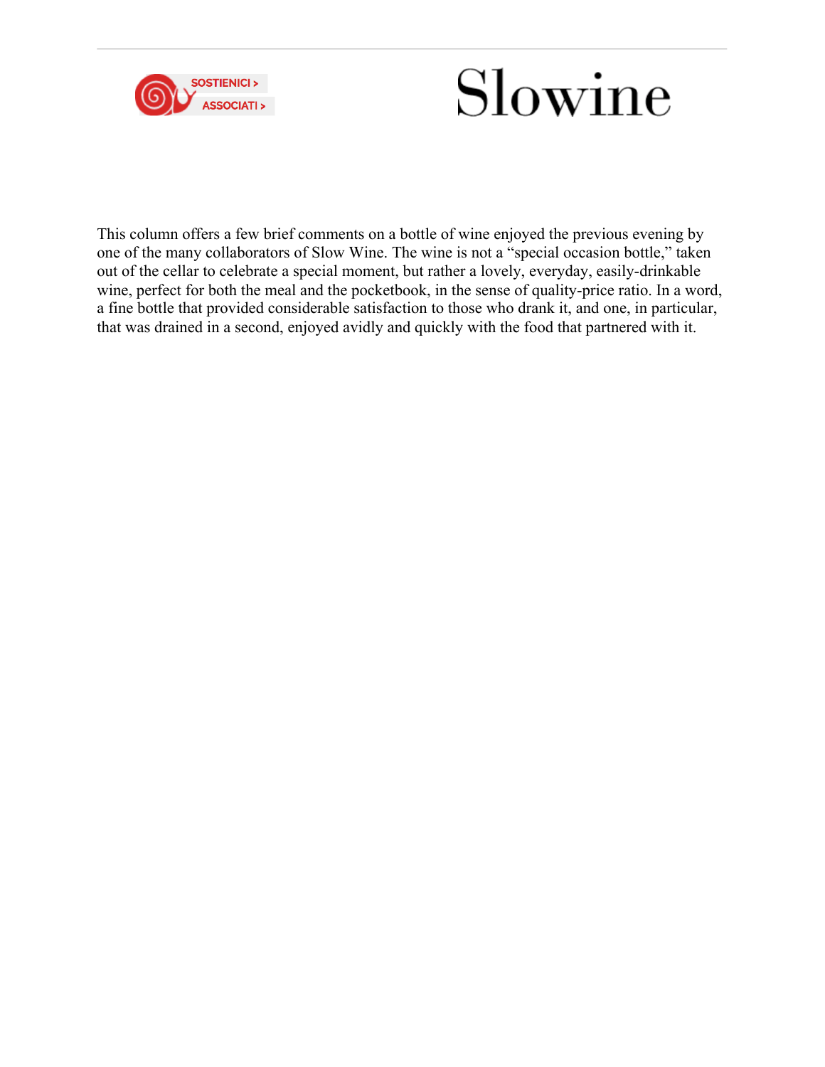SOSTIENICI >

ASSOCIATI >

Slowine

This column offers a few brief comments on a bottle of wine enjoyed the previous evening by one of the many collaborators of Slow Wine. The wine is not a "special occasion bottle," taken out of the cellar to celebrate a special moment, but rather a lovely, everyday, easily-drinkable wine, perfect for both the meal and the pocketbook, in the sense of quality-price ratio. In a word, a fine bottle that provided considerable satisfaction to those who drank it, and one, in particular, that was drained in a second, enjoyed avidly and quickly with the food that partnered with it.